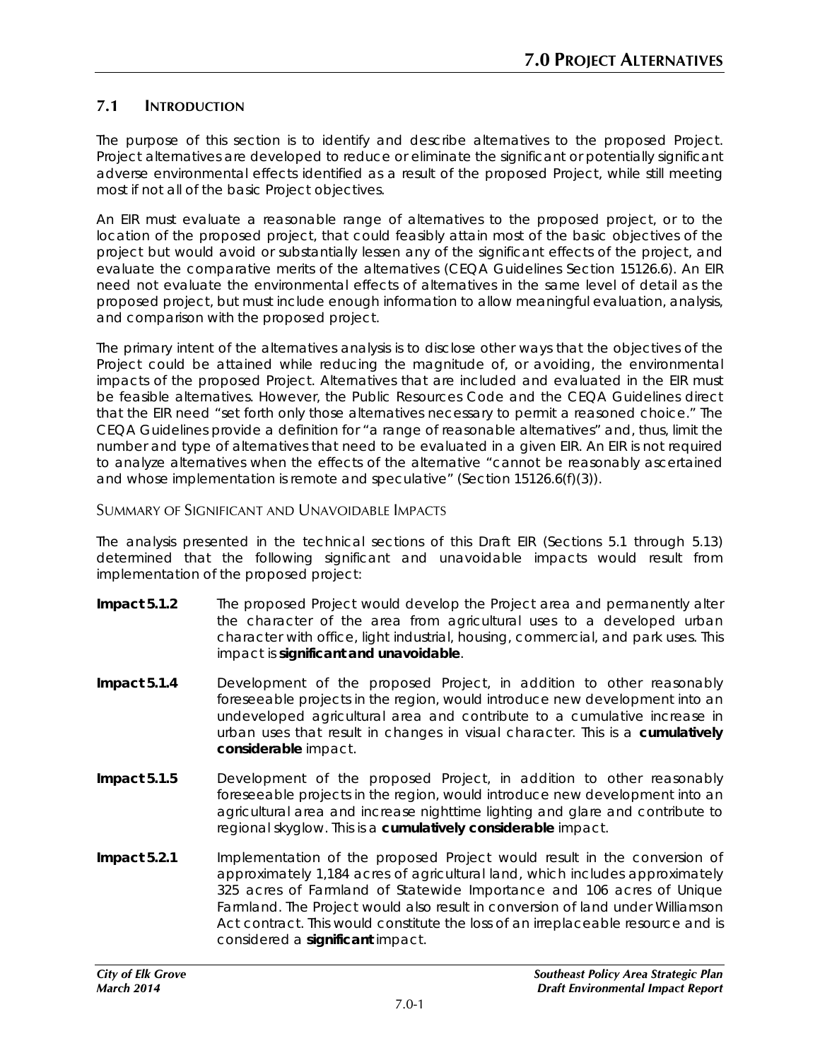# 7.0 Project Alternatives

## 7.1 Introduction

The purpose of this section is to identify and describe alternatives to the proposed Project. Project alternatives are developed to reduce or eliminate the significant or potentially significant adverse environmental effects identified as a result of the proposed Project, while still meeting most if not all of the basic Project objectives.

An EIR must evaluate a reasonable range of alternatives to the proposed project, or to the location of the proposed project, that could feasibly attain most of the basic objectives of the project but would avoid or substantially lessen any of the significant effects of the project, and evaluate the comparative merits of the alternatives (CEQA Guidelines Section 15126.6). An EIR need not evaluate the environmental effects of alternatives in the same level of detail as the proposed project, but must include enough information to allow meaningful evaluation, analysis, and comparison with the proposed project.

The primary intent of the alternatives analysis is to disclose other ways that the objectives of the Project could be attained while reducing the magnitude of, or avoiding, the environmental impacts of the proposed Project. Alternatives that are included and evaluated in the EIR must be feasible alternatives. However, the Public Resources Code and the CEQA Guidelines direct that the EIR need "set forth only those alternatives necessary to permit a reasoned choice." The CEQA Guidelines provide a definition for "a range of reasonable alternatives" and, thus, limit the number and type of alternatives that need to be evaluated in a given EIR. An EIR is not required to analyze alternatives when the effects of the alternative "cannot be reasonably ascertained and whose implementation is remote and speculative" (Section 15126.6(f)(3)).

### Summary of Significant and Unavoidable Impacts

The analysis presented in the technical sections of this Draft EIR (Sections 5.1 through 5.13) determined that the following significant and unavoidable impacts would result from implementation of the proposed project:

**Impact 5.1.2** The proposed Project would develop the Project area and permanently alter the character of the area from agricultural uses to a developed urban character with office, light industrial, housing, commercial, and park uses. This impact is **significant and unavoidable**.

**Impact 5.1.4** Development of the proposed Project, in addition to other reasonably foreseeable projects in the region, would introduce new development into an undeveloped agricultural area and contribute to a cumulative increase in urban uses that result in changes in visual character. This is a **cumulatively considerable** impact.

**Impact 5.1.5** Development of the proposed Project, in addition to other reasonably foreseeable projects in the region, would introduce new development into an agricultural area and increase nighttime lighting and glare and contribute to regional skyglow. This is a **cumulatively considerable** impact.

**Impact 5.2.1** Implementation of the proposed Project would result in the conversion of approximately 1,184 acres of agricultural land, which includes approximately 325 acres of Farmland of Statewide Importance and 106 acres of Unique Farmland. The Project would also result in conversion of land under Williamson Act contract. This would constitute the loss of an irreplaceable resource and is considered a **significant** impact.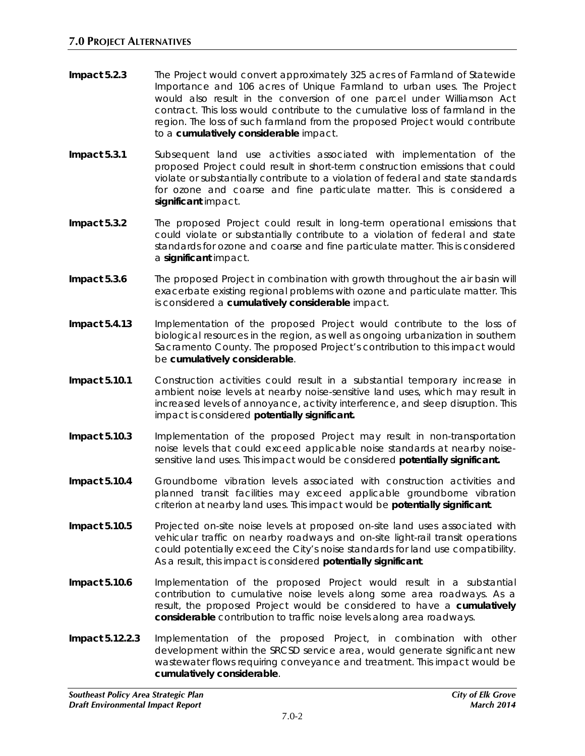**Impact 5.2.3** The Project would convert approximately 325 acres of Farmland of Statewide Importance and 106 acres of Unique Farmland to urban uses. The Project would also result in the conversion of one parcel under Williamson Act contract. This loss would contribute to the cumulative loss of farmland in the region. The loss of such farmland from the proposed Project would contribute to a **cumulatively considerable** impact.

**Impact 5.3.1** Subsequent land use activities associated with implementation of the proposed Project could result in short-term construction emissions that could violate or substantially contribute to a violation of federal and state standards for ozone and coarse and fine particulate matter. This is considered a **significant** impact.

**Impact 5.3.2** The proposed Project could result in long-term operational emissions that could violate or substantially contribute to a violation of federal and state standards for ozone and coarse and fine particulate matter. This is considered a **significant** impact.

**Impact 5.3.6** The proposed Project in combination with growth throughout the air basin will exacerbate existing regional problems with ozone and particulate matter. This is considered a **cumulatively considerable** impact.

**Impact 5.4.13** Implementation of the proposed Project would contribute to the loss of biological resources in the region, as well as ongoing urbanization in southern Sacramento County. The proposed Project's contribution to this impact would be **cumulatively considerable**.

**Impact 5.10.1** Construction activities could result in a substantial temporary increase in ambient noise levels at nearby noise-sensitive land uses, which may result in increased levels of annoyance, activity interference, and sleep disruption. This impact is considered **potentially significant.**

**Impact 5.10.3** Implementation of the proposed Project may result in non-transportation noise levels that could exceed applicable noise standards at nearby noise-sensitive land uses. This impact would be considered **potentially significant.**

**Impact 5.10.4** Groundborne vibration levels associated with construction activities and planned transit facilities may exceed applicable groundborne vibration criterion at nearby land uses. This impact would be **potentially significant**.

**Impact 5.10.5** Projected on-site noise levels at proposed on-site land uses associated with vehicular traffic on nearby roadways and on-site light-rail transit operations could potentially exceed the City's noise standards for land use compatibility. As a result, this impact is considered **potentially significant**.

**Impact 5.10.6** Implementation of the proposed Project would result in a substantial contribution to cumulative noise levels along some area roadways. As a result, the proposed Project would be considered to have a **cumulatively considerable** contribution to traffic noise levels along area roadways.

**Impact 5.12.2.3** Implementation of the proposed Project, in combination with other development within the SRCSD service area, would generate significant new wastewater flows requiring conveyance and treatment. This impact would be **cumulatively considerable**.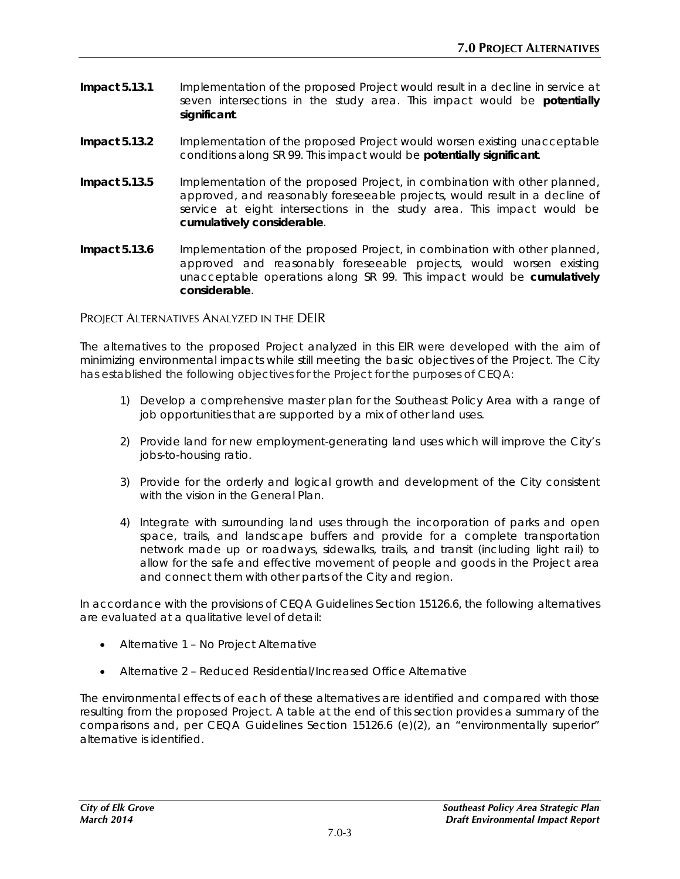**Impact 5.13.1** Implementation of the proposed Project would result in a decline in service at seven intersections in the study area. This impact would be **potentially significant**.

**Impact 5.13.2** Implementation of the proposed Project would worsen existing unacceptable conditions along SR 99. This impact would be **potentially significant**.

**Impact 5.13.5** Implementation of the proposed Project, in combination with other planned, approved, and reasonably foreseeable projects, would result in a decline of service at eight intersections in the study area. This impact would be **cumulatively considerable**.

**Impact 5.13.6** Implementation of the proposed Project, in combination with other planned, approved and reasonably foreseeable projects, would worsen existing unacceptable operations along SR 99. This impact would be **cumulatively considerable**.

## Project Alternatives Analyzed in the DEIR

The alternatives to the proposed Project analyzed in this EIR were developed with the aim of minimizing environmental impacts while still meeting the basic objectives of the Project. The City has established the following objectives for the Project for the purposes of CEQA:

1) Develop a comprehensive master plan for the Southeast Policy Area with a range of job opportunities that are supported by a mix of other land uses.

2) Provide land for new employment-generating land uses which will improve the City's jobs-to-housing ratio.

3) Provide for the orderly and logical growth and development of the City consistent with the vision in the General Plan.

4) Integrate with surrounding land uses through the incorporation of parks and open space, trails, and landscape buffers and provide for a complete transportation network made up or roadways, sidewalks, trails, and transit (including light rail) to allow for the safe and effective movement of people and goods in the Project area and connect them with other parts of the City and region.

In accordance with the provisions of CEQA Guidelines Section 15126.6, the following alternatives are evaluated at a qualitative level of detail:

- Alternative 1 – No Project Alternative
- Alternative 2 – Reduced Residential/Increased Office Alternative

The environmental effects of each of these alternatives are identified and compared with those resulting from the proposed Project. A table at the end of this section provides a summary of the comparisons and, per CEQA Guidelines Section 15126.6 (e)(2), an "environmentally superior" alternative is identified.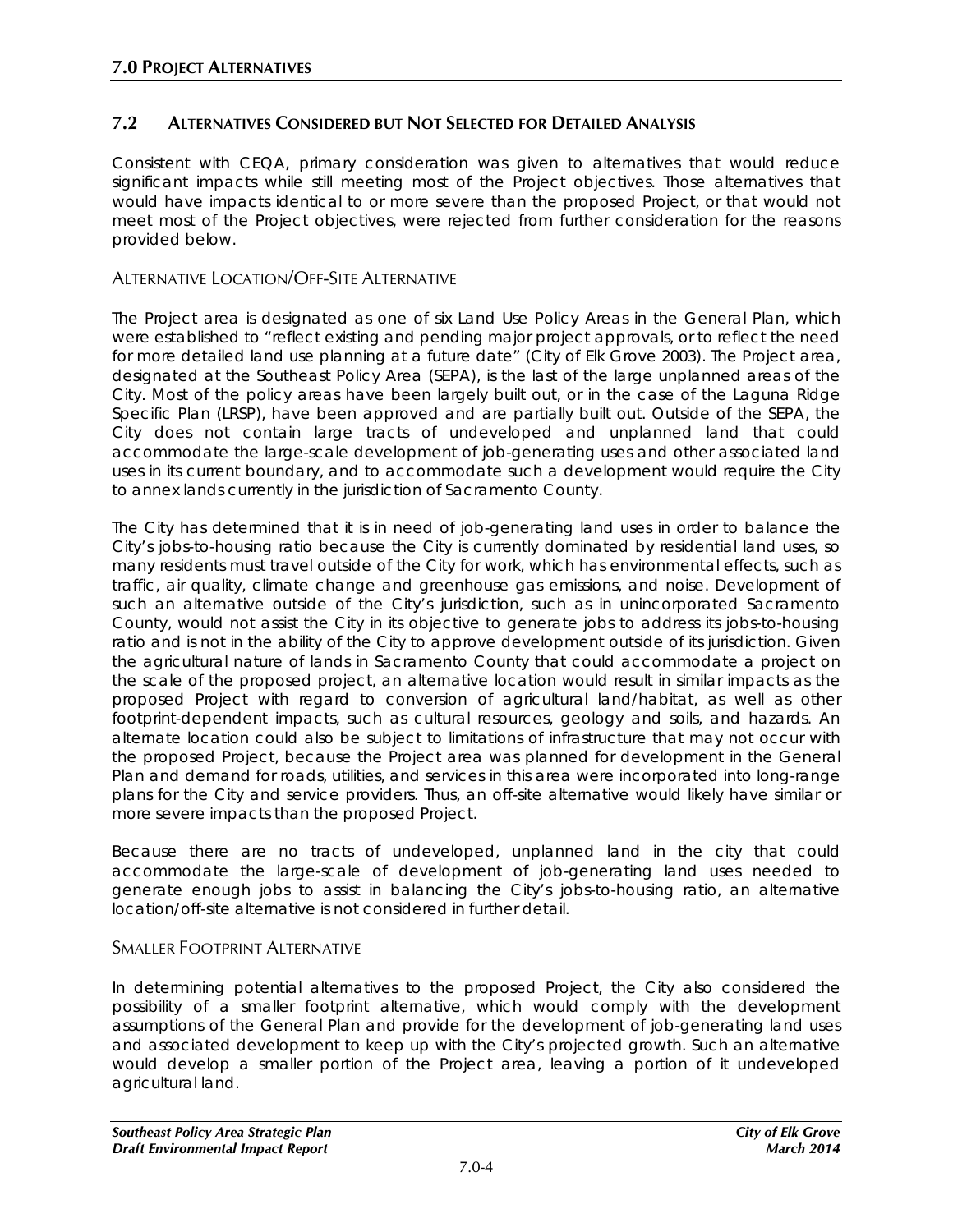## 7.2 ALTERNATIVES CONSIDERED BUT NOT SELECTED FOR DETAILED ANALYSIS

Consistent with CEQA, primary consideration was given to alternatives that would reduce significant impacts while still meeting most of the Project objectives. Those alternatives that would have impacts identical to or more severe than the proposed Project, or that would not meet most of the Project objectives, were rejected from further consideration for the reasons provided below.

### ALTERNATIVE LOCATION/OFF-SITE ALTERNATIVE

The Project area is designated as one of six Land Use Policy Areas in the General Plan, which were established to "reflect existing and pending major project approvals, or to reflect the need for more detailed land use planning at a future date" (City of Elk Grove 2003). The Project area, designated at the Southeast Policy Area (SEPA), is the last of the large unplanned areas of the City. Most of the policy areas have been largely built out, or in the case of the Laguna Ridge Specific Plan (LRSP), have been approved and are partially built out. Outside of the SEPA, the City does not contain large tracts of undeveloped and unplanned land that could accommodate the large-scale development of job-generating uses and other associated land uses in its current boundary, and to accommodate such a development would require the City to annex lands currently in the jurisdiction of Sacramento County.

The City has determined that it is in need of job-generating land uses in order to balance the City's jobs-to-housing ratio because the City is currently dominated by residential land uses, so many residents must travel outside of the City for work, which has environmental effects, such as traffic, air quality, climate change and greenhouse gas emissions, and noise. Development of such an alternative outside of the City's jurisdiction, such as in unincorporated Sacramento County, would not assist the City in its objective to generate jobs to address its jobs-to-housing ratio and is not in the ability of the City to approve development outside of its jurisdiction. Given the agricultural nature of lands in Sacramento County that could accommodate a project on the scale of the proposed project, an alternative location would result in similar impacts as the proposed Project with regard to conversion of agricultural land/habitat, as well as other footprint-dependent impacts, such as cultural resources, geology and soils, and hazards. An alternate location could also be subject to limitations of infrastructure that may not occur with the proposed Project, because the Project area was planned for development in the General Plan and demand for roads, utilities, and services in this area were incorporated into long-range plans for the City and service providers. Thus, an off-site alternative would likely have similar or more severe impacts than the proposed Project.

Because there are no tracts of undeveloped, unplanned land in the city that could accommodate the large-scale of development of job-generating land uses needed to generate enough jobs to assist in balancing the City's jobs-to-housing ratio, an alternative location/off-site alternative is not considered in further detail.

### SMALLER FOOTPRINT ALTERNATIVE

In determining potential alternatives to the proposed Project, the City also considered the possibility of a smaller footprint alternative, which would comply with the development assumptions of the General Plan and provide for the development of job-generating land uses and associated development to keep up with the City's projected growth. Such an alternative would develop a smaller portion of the Project area, leaving a portion of it undeveloped agricultural land.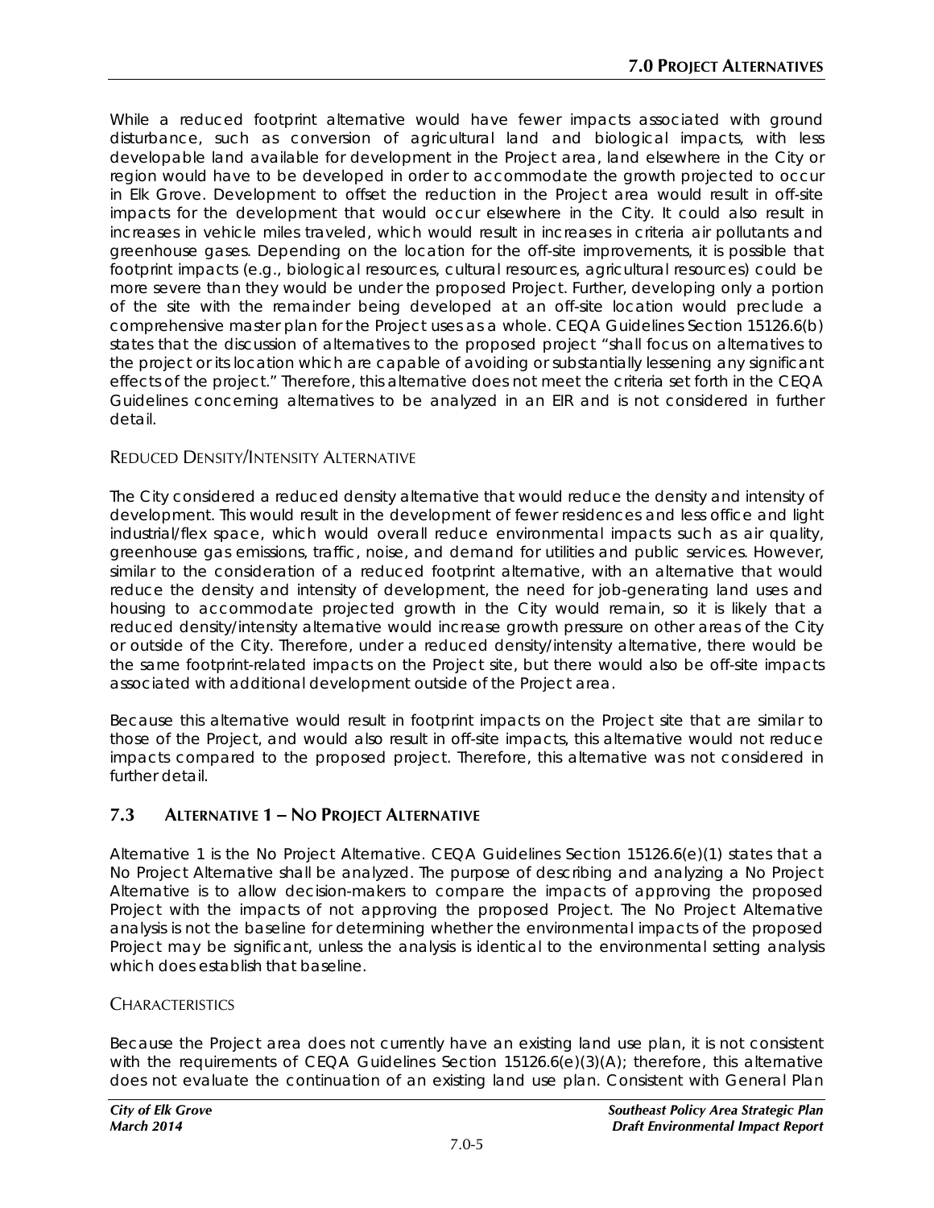While a reduced footprint alternative would have fewer impacts associated with ground disturbance, such as conversion of agricultural land and biological impacts, with less developable land available for development in the Project area, land elsewhere in the City or region would have to be developed in order to accommodate the growth projected to occur in Elk Grove. Development to offset the reduction in the Project area would result in off-site impacts for the development that would occur elsewhere in the City. It could also result in increases in vehicle miles traveled, which would result in increases in criteria air pollutants and greenhouse gases. Depending on the location for the off-site improvements, it is possible that footprint impacts (e.g., biological resources, cultural resources, agricultural resources) could be more severe than they would be under the proposed Project. Further, developing only a portion of the site with the remainder being developed at an off-site location would preclude a comprehensive master plan for the Project uses as a whole. CEQA Guidelines Section 15126.6(b) states that the discussion of alternatives to the proposed project "shall focus on alternatives to the project or its location which are capable of avoiding or substantially lessening any significant effects of the project." Therefore, this alternative does not meet the criteria set forth in the CEQA Guidelines concerning alternatives to be analyzed in an EIR and is not considered in further detail.

#### Reduced Density/Intensity Alternative

The City considered a reduced density alternative that would reduce the density and intensity of development. This would result in the development of fewer residences and less office and light industrial/flex space, which would overall reduce environmental impacts such as air quality, greenhouse gas emissions, traffic, noise, and demand for utilities and public services. However, similar to the consideration of a reduced footprint alternative, with an alternative that would reduce the density and intensity of development, the need for job-generating land uses and housing to accommodate projected growth in the City would remain, so it is likely that a reduced density/intensity alternative would increase growth pressure on other areas of the City or outside of the City. Therefore, under a reduced density/intensity alternative, there would be the same footprint-related impacts on the Project site, but there would also be off-site impacts associated with additional development outside of the Project area.

Because this alternative would result in footprint impacts on the Project site that are similar to those of the Project, and would also result in off-site impacts, this alternative would not reduce impacts compared to the proposed project. Therefore, this alternative was not considered in further detail.

## 7.3 Alternative 1 – No Project Alternative

Alternative 1 is the No Project Alternative. CEQA Guidelines Section 15126.6(e)(1) states that a No Project Alternative shall be analyzed. The purpose of describing and analyzing a No Project Alternative is to allow decision-makers to compare the impacts of approving the proposed Project with the impacts of not approving the proposed Project. The No Project Alternative analysis is not the baseline for determining whether the environmental impacts of the proposed Project may be significant, unless the analysis is identical to the environmental setting analysis which does establish that baseline.

#### Characteristics

Because the Project area does not currently have an existing land use plan, it is not consistent with the requirements of CEQA Guidelines Section 15126.6(e)(3)(A); therefore, this alternative does not evaluate the continuation of an existing land use plan. Consistent with General Plan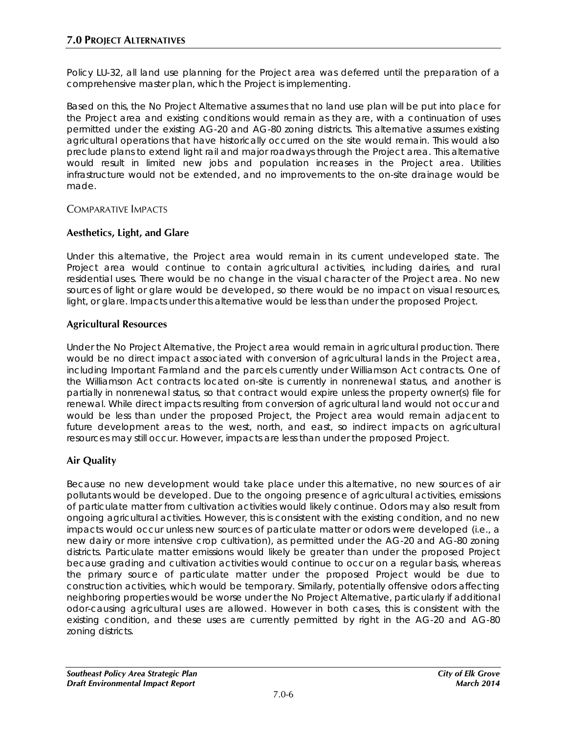Policy LU-32, all land use planning for the Project area was deferred until the preparation of a comprehensive master plan, which the Project is implementing.

Based on this, the No Project Alternative assumes that no land use plan will be put into place for the Project area and existing conditions would remain as they are, with a continuation of uses permitted under the existing AG-20 and AG-80 zoning districts. This alternative assumes existing agricultural operations that have historically occurred on the site would remain. This would also preclude plans to extend light rail and major roadways through the Project area. This alternative would result in limited new jobs and population increases in the Project area. Utilities infrastructure would not be extended, and no improvements to the on-site drainage would be made.

COMPARATIVE IMPACTS

### Aesthetics, Light, and Glare

Under this alternative, the Project area would remain in its current undeveloped state. The Project area would continue to contain agricultural activities, including dairies, and rural residential uses. There would be no change in the visual character of the Project area. No new sources of light or glare would be developed, so there would be no impact on visual resources, light, or glare. Impacts under this alternative would be less than under the proposed Project.

### Agricultural Resources

Under the No Project Alternative, the Project area would remain in agricultural production. There would be no direct impact associated with conversion of agricultural lands in the Project area, including Important Farmland and the parcels currently under Williamson Act contracts. One of the Williamson Act contracts located on-site is currently in nonrenewal status, and another is partially in nonrenewal status, so that contract would expire unless the property owner(s) file for renewal. While direct impacts resulting from conversion of agricultural land would not occur and would be less than under the proposed Project, the Project area would remain adjacent to future development areas to the west, north, and east, so indirect impacts on agricultural resources may still occur. However, impacts are less than under the proposed Project.

### Air Quality

Because no new development would take place under this alternative, no new sources of air pollutants would be developed. Due to the ongoing presence of agricultural activities, emissions of particulate matter from cultivation activities would likely continue. Odors may also result from ongoing agricultural activities. However, this is consistent with the existing condition, and no new impacts would occur unless new sources of particulate matter or odors were developed (i.e., a new dairy or more intensive crop cultivation), as permitted under the AG-20 and AG-80 zoning districts. Particulate matter emissions would likely be greater than under the proposed Project because grading and cultivation activities would continue to occur on a regular basis, whereas the primary source of particulate matter under the proposed Project would be due to construction activities, which would be temporary. Similarly, potentially offensive odors affecting neighboring properties would be worse under the No Project Alternative, particularly if additional odor-causing agricultural uses are allowed. However in both cases, this is consistent with the existing condition, and these uses are currently permitted by right in the AG-20 and AG-80 zoning districts.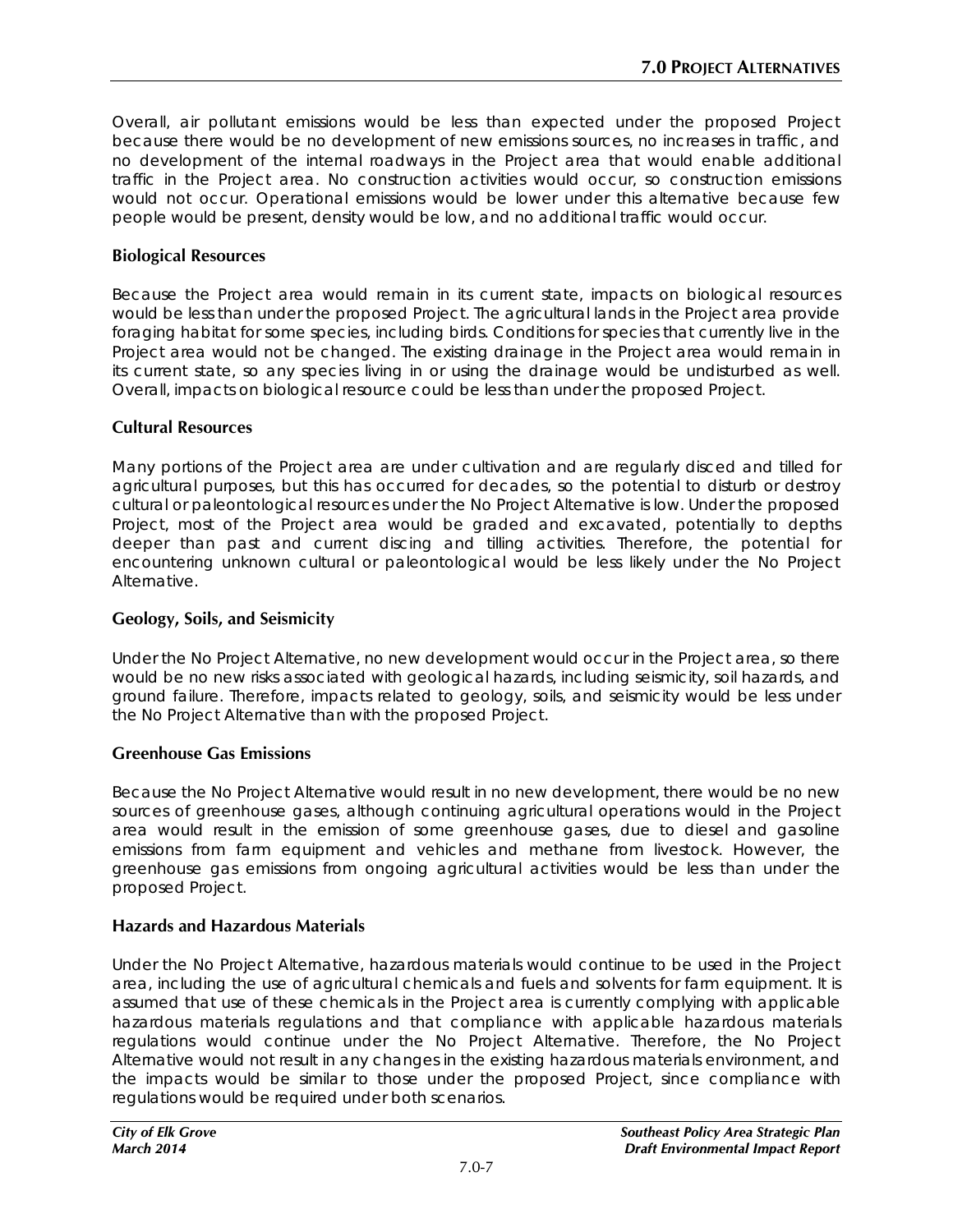Overall, air pollutant emissions would be less than expected under the proposed Project because there would be no development of new emissions sources, no increases in traffic, and no development of the internal roadways in the Project area that would enable additional traffic in the Project area. No construction activities would occur, so construction emissions would not occur. Operational emissions would be lower under this alternative because few people would be present, density would be low, and no additional traffic would occur.

### Biological Resources

Because the Project area would remain in its current state, impacts on biological resources would be less than under the proposed Project. The agricultural lands in the Project area provide foraging habitat for some species, including birds. Conditions for species that currently live in the Project area would not be changed. The existing drainage in the Project area would remain in its current state, so any species living in or using the drainage would be undisturbed as well. Overall, impacts on biological resource could be less than under the proposed Project.

### Cultural Resources

Many portions of the Project area are under cultivation and are regularly disced and tilled for agricultural purposes, but this has occurred for decades, so the potential to disturb or destroy cultural or paleontological resources under the No Project Alternative is low. Under the proposed Project, most of the Project area would be graded and excavated, potentially to depths deeper than past and current discing and tilling activities. Therefore, the potential for encountering unknown cultural or paleontological would be less likely under the No Project Alternative.

### Geology, Soils, and Seismicity

Under the No Project Alternative, no new development would occur in the Project area, so there would be no new risks associated with geological hazards, including seismicity, soil hazards, and ground failure. Therefore, impacts related to geology, soils, and seismicity would be less under the No Project Alternative than with the proposed Project.

### Greenhouse Gas Emissions

Because the No Project Alternative would result in no new development, there would be no new sources of greenhouse gases, although continuing agricultural operations would in the Project area would result in the emission of some greenhouse gases, due to diesel and gasoline emissions from farm equipment and vehicles and methane from livestock. However, the greenhouse gas emissions from ongoing agricultural activities would be less than under the proposed Project.

### Hazards and Hazardous Materials

Under the No Project Alternative, hazardous materials would continue to be used in the Project area, including the use of agricultural chemicals and fuels and solvents for farm equipment. It is assumed that use of these chemicals in the Project area is currently complying with applicable hazardous materials regulations and that compliance with applicable hazardous materials regulations would continue under the No Project Alternative. Therefore, the No Project Alternative would not result in any changes in the existing hazardous materials environment, and the impacts would be similar to those under the proposed Project, since compliance with regulations would be required under both scenarios.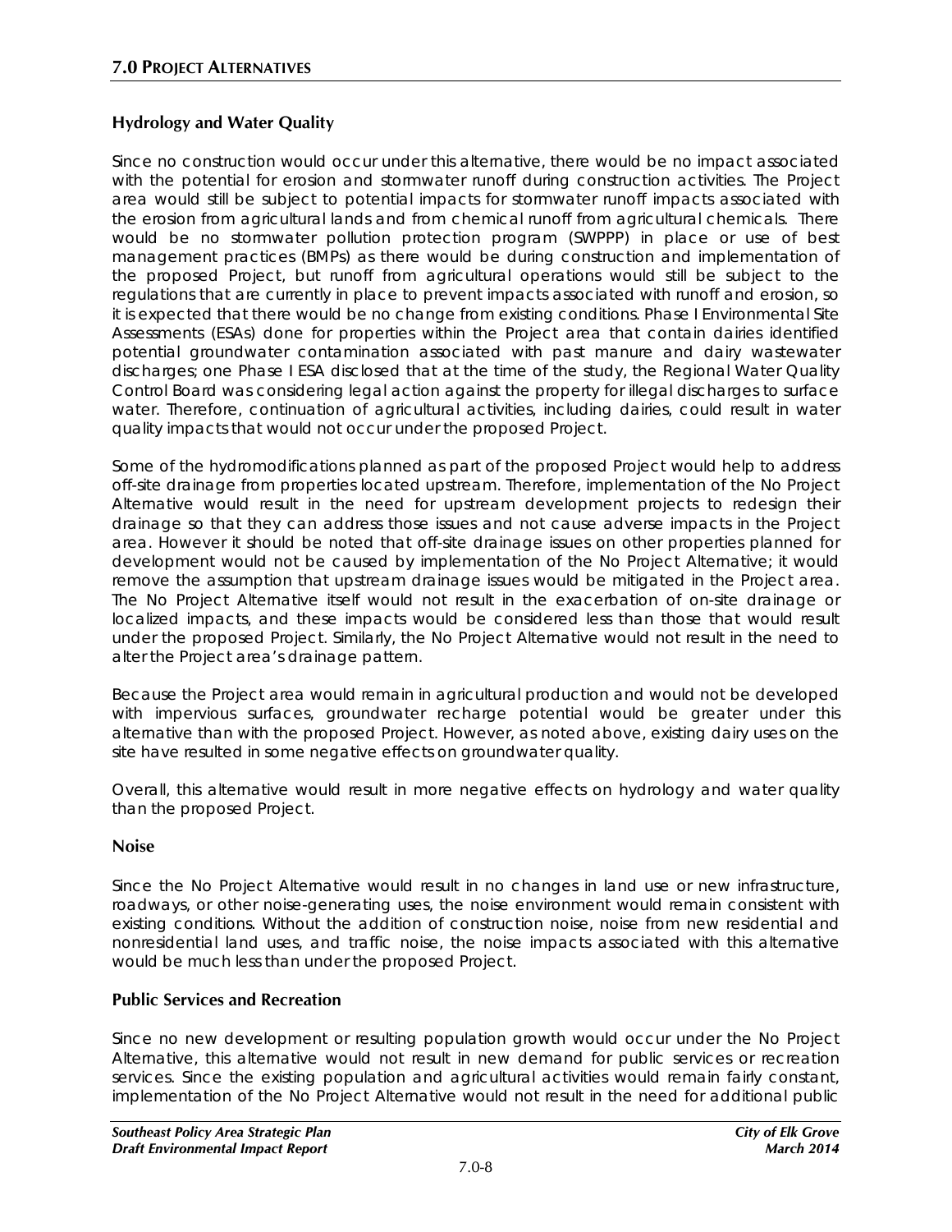### Hydrology and Water Quality

Since no construction would occur under this alternative, there would be no impact associated with the potential for erosion and stormwater runoff during construction activities. The Project area would still be subject to potential impacts for stormwater runoff impacts associated with the erosion from agricultural lands and from chemical runoff from agricultural chemicals. There would be no stormwater pollution protection program (SWPPP) in place or use of best management practices (BMPs) as there would be during construction and implementation of the proposed Project, but runoff from agricultural operations would still be subject to the regulations that are currently in place to prevent impacts associated with runoff and erosion, so it is expected that there would be no change from existing conditions. Phase I Environmental Site Assessments (ESAs) done for properties within the Project area that contain dairies identified potential groundwater contamination associated with past manure and dairy wastewater discharges; one Phase I ESA disclosed that at the time of the study, the Regional Water Quality Control Board was considering legal action against the property for illegal discharges to surface water. Therefore, continuation of agricultural activities, including dairies, could result in water quality impacts that would not occur under the proposed Project.

Some of the hydromodifications planned as part of the proposed Project would help to address off-site drainage from properties located upstream. Therefore, implementation of the No Project Alternative would result in the need for upstream development projects to redesign their drainage so that they can address those issues and not cause adverse impacts in the Project area. However it should be noted that off-site drainage issues on other properties planned for development would not be caused by implementation of the No Project Alternative; it would remove the assumption that upstream drainage issues would be mitigated in the Project area. The No Project Alternative itself would not result in the exacerbation of on-site drainage or localized impacts, and these impacts would be considered less than those that would result under the proposed Project. Similarly, the No Project Alternative would not result in the need to alter the Project area's drainage pattern.

Because the Project area would remain in agricultural production and would not be developed with impervious surfaces, groundwater recharge potential would be greater under this alternative than with the proposed Project. However, as noted above, existing dairy uses on the site have resulted in some negative effects on groundwater quality.

Overall, this alternative would result in more negative effects on hydrology and water quality than the proposed Project.

### Noise

Since the No Project Alternative would result in no changes in land use or new infrastructure, roadways, or other noise-generating uses, the noise environment would remain consistent with existing conditions. Without the addition of construction noise, noise from new residential and nonresidential land uses, and traffic noise, the noise impacts associated with this alternative would be much less than under the proposed Project.

### Public Services and Recreation

Since no new development or resulting population growth would occur under the No Project Alternative, this alternative would not result in new demand for public services or recreation services. Since the existing population and agricultural activities would remain fairly constant, implementation of the No Project Alternative would not result in the need for additional public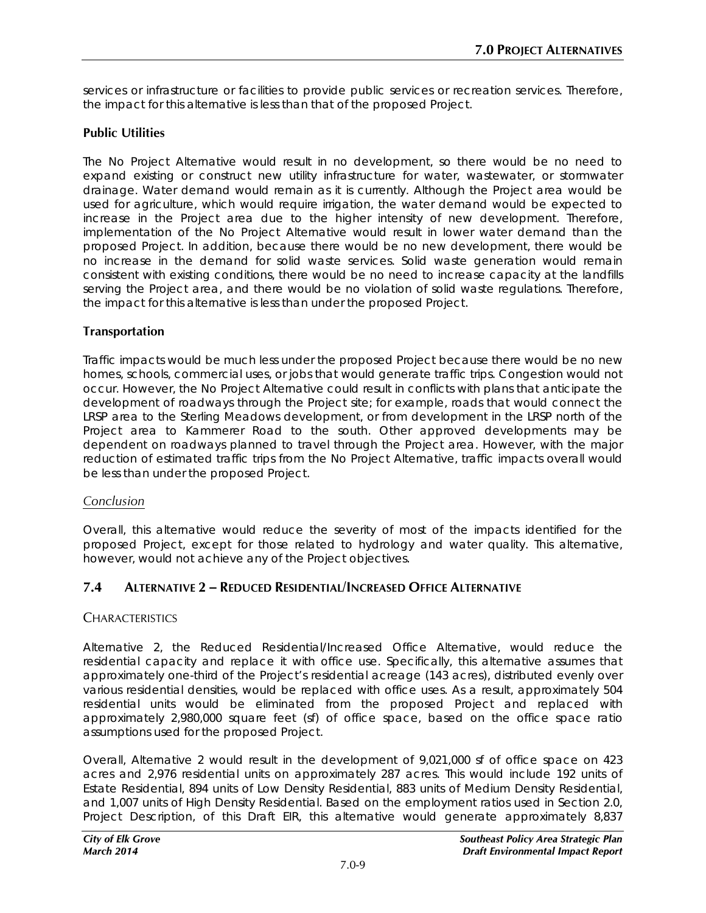services or infrastructure or facilities to provide public services or recreation services. Therefore, the impact for this alternative is less than that of the proposed Project.

### Public Utilities

The No Project Alternative would result in no development, so there would be no need to expand existing or construct new utility infrastructure for water, wastewater, or stormwater drainage. Water demand would remain as it is currently. Although the Project area would be used for agriculture, which would require irrigation, the water demand would be expected to increase in the Project area due to the higher intensity of new development. Therefore, implementation of the No Project Alternative would result in lower water demand than the proposed Project. In addition, because there would be no new development, there would be no increase in the demand for solid waste services. Solid waste generation would remain consistent with existing conditions, there would be no need to increase capacity at the landfills serving the Project area, and there would be no violation of solid waste regulations. Therefore, the impact for this alternative is less than under the proposed Project.

### Transportation

Traffic impacts would be much less under the proposed Project because there would be no new homes, schools, commercial uses, or jobs that would generate traffic trips. Congestion would not occur. However, the No Project Alternative could result in conflicts with plans that anticipate the development of roadways through the Project site; for example, roads that would connect the LRSP area to the Sterling Meadows development, or from development in the LRSP north of the Project area to Kammerer Road to the south. Other approved developments may be dependent on roadways planned to travel through the Project area. However, with the major reduction of estimated traffic trips from the No Project Alternative, traffic impacts overall would be less than under the proposed Project.

*Conclusion*

Overall, this alternative would reduce the severity of most of the impacts identified for the proposed Project, except for those related to hydrology and water quality. This alternative, however, would not achieve any of the Project objectives.

## 7.4 Alternative 2 – Reduced Residential/Increased Office Alternative

### Characteristics

Alternative 2, the Reduced Residential/Increased Office Alternative, would reduce the residential capacity and replace it with office use. Specifically, this alternative assumes that approximately one-third of the Project's residential acreage (143 acres), distributed evenly over various residential densities, would be replaced with office uses. As a result, approximately 504 residential units would be eliminated from the proposed Project and replaced with approximately 2,980,000 square feet (sf) of office space, based on the office space ratio assumptions used for the proposed Project.

Overall, Alternative 2 would result in the development of 9,021,000 sf of office space on 423 acres and 2,976 residential units on approximately 287 acres. This would include 192 units of Estate Residential, 894 units of Low Density Residential, 883 units of Medium Density Residential, and 1,007 units of High Density Residential. Based on the employment ratios used in Section 2.0, Project Description, of this Draft EIR, this alternative would generate approximately 8,837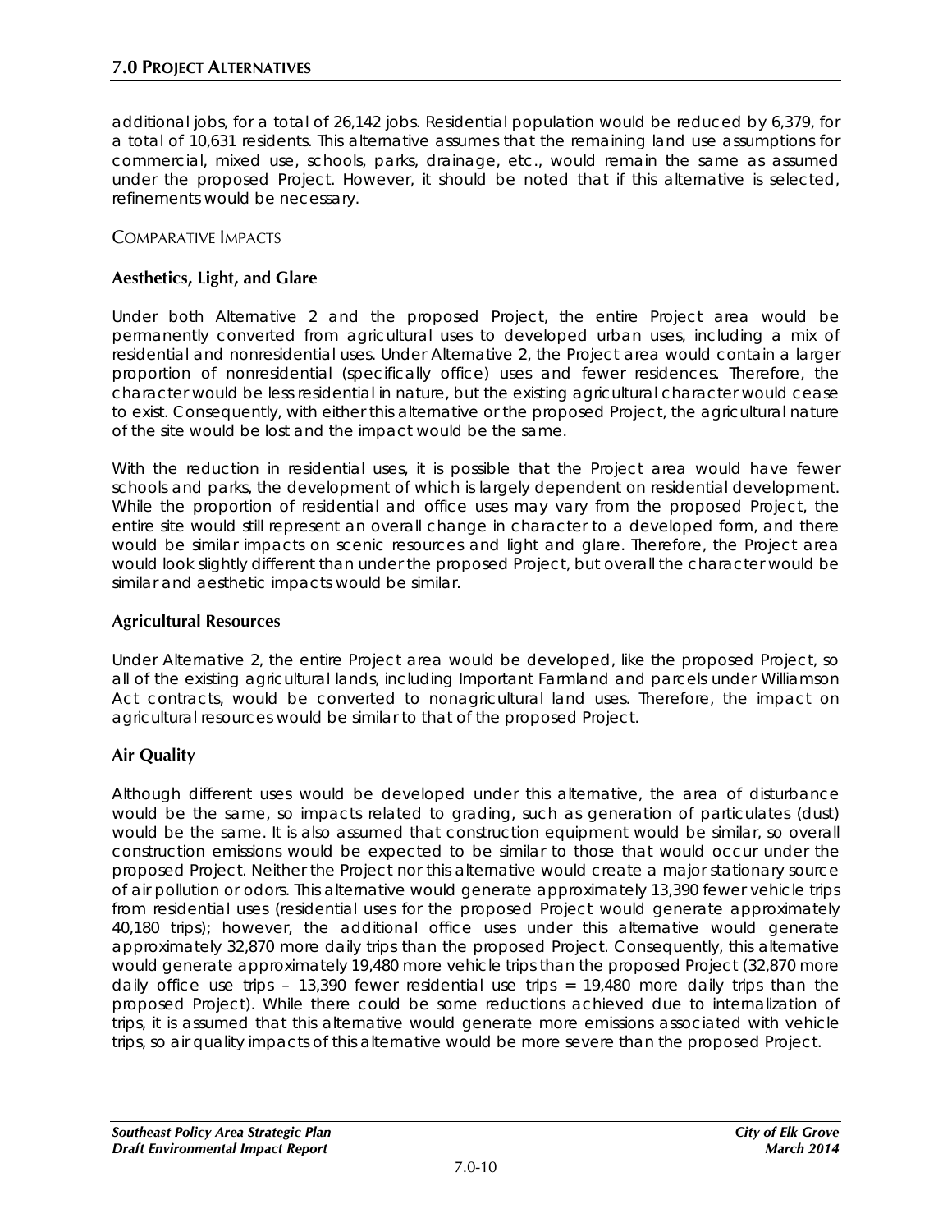additional jobs, for a total of 26,142 jobs. Residential population would be reduced by 6,379, for a total of 10,631 residents. This alternative assumes that the remaining land use assumptions for commercial, mixed use, schools, parks, drainage, etc., would remain the same as assumed under the proposed Project. However, it should be noted that if this alternative is selected, refinements would be necessary.

COMPARATIVE IMPACTS

### Aesthetics, Light, and Glare

Under both Alternative 2 and the proposed Project, the entire Project area would be permanently converted from agricultural uses to developed urban uses, including a mix of residential and nonresidential uses. Under Alternative 2, the Project area would contain a larger proportion of nonresidential (specifically office) uses and fewer residences. Therefore, the character would be less residential in nature, but the existing agricultural character would cease to exist. Consequently, with either this alternative or the proposed Project, the agricultural nature of the site would be lost and the impact would be the same.

With the reduction in residential uses, it is possible that the Project area would have fewer schools and parks, the development of which is largely dependent on residential development. While the proportion of residential and office uses may vary from the proposed Project, the entire site would still represent an overall change in character to a developed form, and there would be similar impacts on scenic resources and light and glare. Therefore, the Project area would look slightly different than under the proposed Project, but overall the character would be similar and aesthetic impacts would be similar.

### Agricultural Resources

Under Alternative 2, the entire Project area would be developed, like the proposed Project, so all of the existing agricultural lands, including Important Farmland and parcels under Williamson Act contracts, would be converted to nonagricultural land uses. Therefore, the impact on agricultural resources would be similar to that of the proposed Project.

### Air Quality

Although different uses would be developed under this alternative, the area of disturbance would be the same, so impacts related to grading, such as generation of particulates (dust) would be the same. It is also assumed that construction equipment would be similar, so overall construction emissions would be expected to be similar to those that would occur under the proposed Project. Neither the Project nor this alternative would create a major stationary source of air pollution or odors. This alternative would generate approximately 13,390 fewer vehicle trips from residential uses (residential uses for the proposed Project would generate approximately 40,180 trips); however, the additional office uses under this alternative would generate approximately 32,870 more daily trips than the proposed Project. Consequently, this alternative would generate approximately 19,480 more vehicle trips than the proposed Project (32,870 more daily office use trips – 13,390 fewer residential use trips = 19,480 more daily trips than the proposed Project). While there could be some reductions achieved due to internalization of trips, it is assumed that this alternative would generate more emissions associated with vehicle trips, so air quality impacts of this alternative would be more severe than the proposed Project.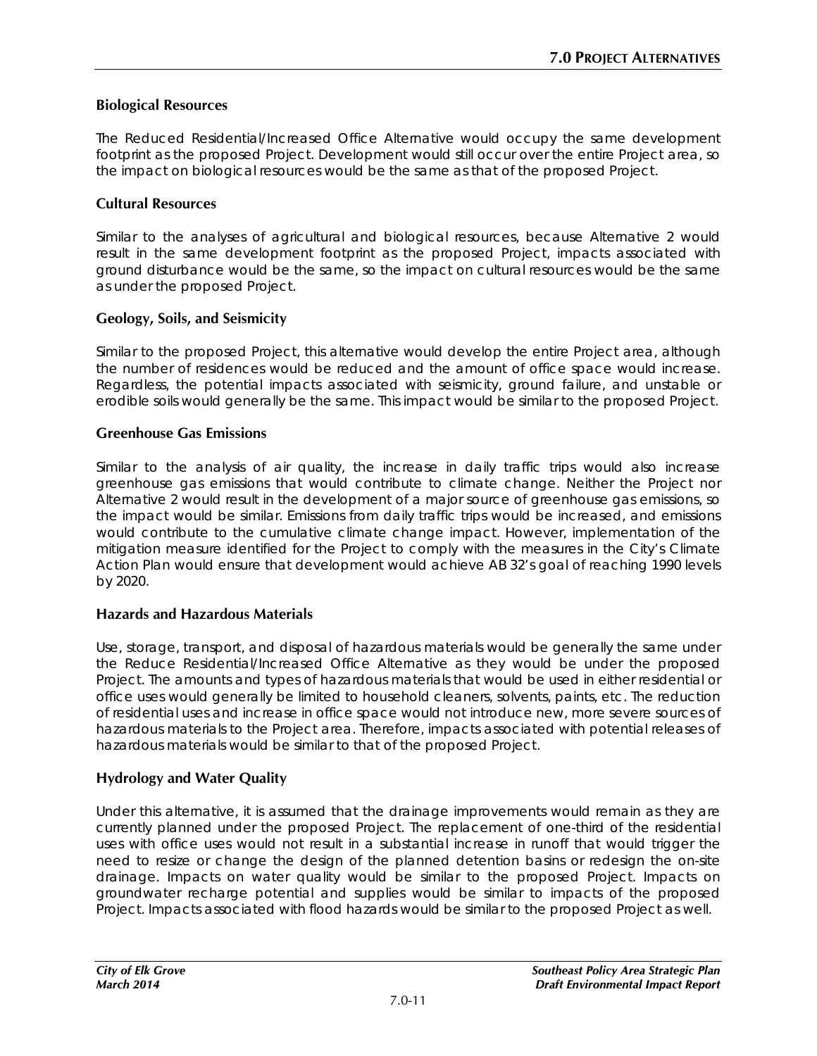### Biological Resources

The Reduced Residential/Increased Office Alternative would occupy the same development footprint as the proposed Project. Development would still occur over the entire Project area, so the impact on biological resources would be the same as that of the proposed Project.

### Cultural Resources

Similar to the analyses of agricultural and biological resources, because Alternative 2 would result in the same development footprint as the proposed Project, impacts associated with ground disturbance would be the same, so the impact on cultural resources would be the same as under the proposed Project.

### Geology, Soils, and Seismicity

Similar to the proposed Project, this alternative would develop the entire Project area, although the number of residences would be reduced and the amount of office space would increase. Regardless, the potential impacts associated with seismicity, ground failure, and unstable or erodible soils would generally be the same. This impact would be similar to the proposed Project.

### Greenhouse Gas Emissions

Similar to the analysis of air quality, the increase in daily traffic trips would also increase greenhouse gas emissions that would contribute to climate change. Neither the Project nor Alternative 2 would result in the development of a major source of greenhouse gas emissions, so the impact would be similar. Emissions from daily traffic trips would be increased, and emissions would contribute to the cumulative climate change impact. However, implementation of the mitigation measure identified for the Project to comply with the measures in the City's Climate Action Plan would ensure that development would achieve AB 32's goal of reaching 1990 levels by 2020.

### Hazards and Hazardous Materials

Use, storage, transport, and disposal of hazardous materials would be generally the same under the Reduce Residential/Increased Office Alternative as they would be under the proposed Project. The amounts and types of hazardous materials that would be used in either residential or office uses would generally be limited to household cleaners, solvents, paints, etc. The reduction of residential uses and increase in office space would not introduce new, more severe sources of hazardous materials to the Project area. Therefore, impacts associated with potential releases of hazardous materials would be similar to that of the proposed Project.

### Hydrology and Water Quality

Under this alternative, it is assumed that the drainage improvements would remain as they are currently planned under the proposed Project. The replacement of one-third of the residential uses with office uses would not result in a substantial increase in runoff that would trigger the need to resize or change the design of the planned detention basins or redesign the on-site drainage. Impacts on water quality would be similar to the proposed Project. Impacts on groundwater recharge potential and supplies would be similar to impacts of the proposed Project. Impacts associated with flood hazards would be similar to the proposed Project as well.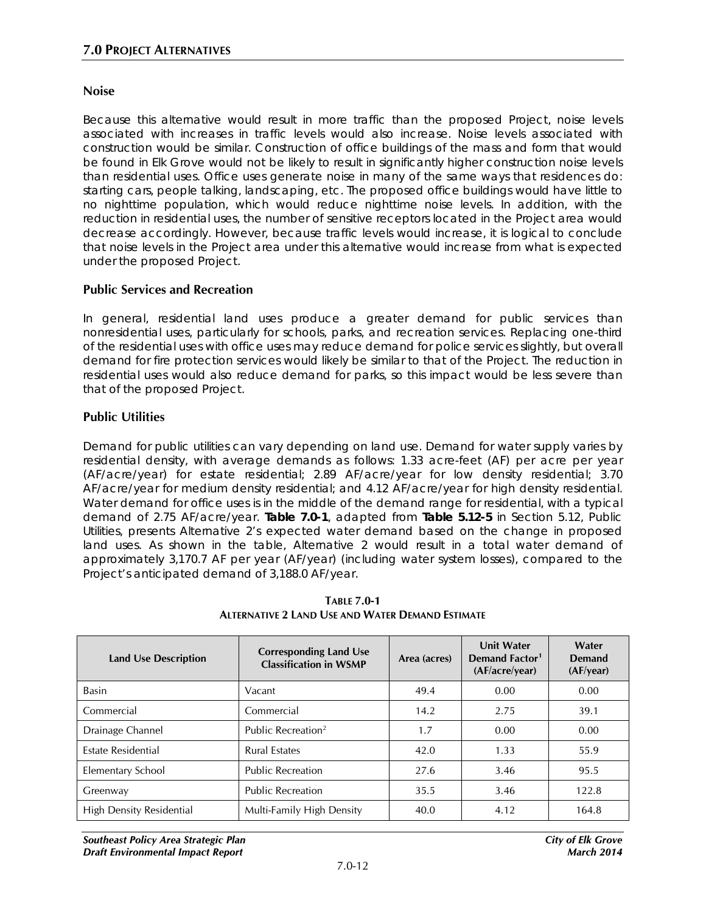### Noise

Because this alternative would result in more traffic than the proposed Project, noise levels associated with increases in traffic levels would also increase. Noise levels associated with construction would be similar. Construction of office buildings of the mass and form that would be found in Elk Grove would not be likely to result in significantly higher construction noise levels than residential uses. Office uses generate noise in many of the same ways that residences do: starting cars, people talking, landscaping, etc. The proposed office buildings would have little to no nighttime population, which would reduce nighttime noise levels. In addition, with the reduction in residential uses, the number of sensitive receptors located in the Project area would decrease accordingly. However, because traffic levels would increase, it is logical to conclude that noise levels in the Project area under this alternative would increase from what is expected under the proposed Project.

### Public Services and Recreation

In general, residential land uses produce a greater demand for public services than nonresidential uses, particularly for schools, parks, and recreation services. Replacing one-third of the residential uses with office uses may reduce demand for police services slightly, but overall demand for fire protection services would likely be similar to that of the Project. The reduction in residential uses would also reduce demand for parks, so this impact would be less severe than that of the proposed Project.

### Public Utilities

Demand for public utilities can vary depending on land use. Demand for water supply varies by residential density, with average demands as follows: 1.33 acre-feet (AF) per acre per year (AF/acre/year) for estate residential; 2.89 AF/acre/year for low density residential; 3.70 AF/acre/year for medium density residential; and 4.12 AF/acre/year for high density residential. Water demand for office uses is in the middle of the demand range for residential, with a typical demand of 2.75 AF/acre/year. **Table 7.0-1**, adapted from **Table 5.12-5** in Section 5.12, Public Utilities, presents Alternative 2's expected water demand based on the change in proposed land uses. As shown in the table, Alternative 2 would result in a total water demand of approximately 3,170.7 AF per year (AF/year) (including water system losses), compared to the Project's anticipated demand of 3,188.0 AF/year.

**TABLE 7.0-1**
**ALTERNATIVE 2 LAND USE AND WATER DEMAND ESTIMATE**

| Land Use Description | Corresponding Land Use Classification in WSMP | Area (acres) | Unit Water Demand Factor[1] (AF/acre/year) | Water Demand (AF/year) |
|---|---|---|---|---|
| Basin | Vacant | 49.4 | 0.00 | 0.00 |
| Commercial | Commercial | 14.2 | 2.75 | 39.1 |
| Drainage Channel | Public Recreation[2] | 1.7 | 0.00 | 0.00 |
| Estate Residential | Rural Estates | 42.0 | 1.33 | 55.9 |
| Elementary School | Public Recreation | 27.6 | 3.46 | 95.5 |
| Greenway | Public Recreation | 35.5 | 3.46 | 122.8 |
| High Density Residential | Multi-Family High Density | 40.0 | 4.12 | 164.8 |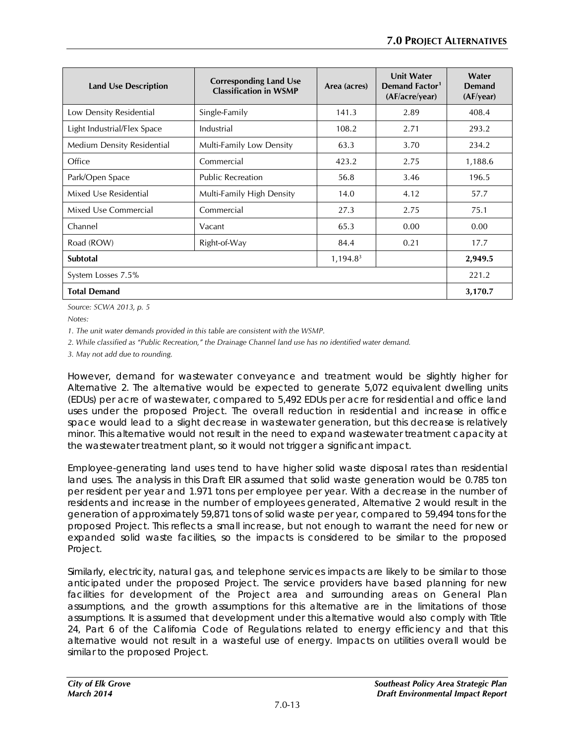| Land Use Description | Corresponding Land Use Classification in WSMP | Area (acres) | Unit Water Demand Factor[1] (AF/acre/year) | Water Demand (AF/year) |
|---|---|---|---|---|
| Low Density Residential | Single-Family | 141.3 | 2.89 | 408.4 |
| Light Industrial/Flex Space | Industrial | 108.2 | 2.71 | 293.2 |
| Medium Density Residential | Multi-Family Low Density | 63.3 | 3.70 | 234.2 |
| Office | Commercial | 423.2 | 2.75 | 1,188.6 |
| Park/Open Space | Public Recreation | 56.8 | 3.46 | 196.5 |
| Mixed Use Residential | Multi-Family High Density | 14.0 | 4.12 | 57.7 |
| Mixed Use Commercial | Commercial | 27.3 | 2.75 | 75.1 |
| Channel | Vacant | 65.3 | 0.00 | 0.00 |
| Road (ROW) | Right-of-Way | 84.4 | 0.21 | 17.7 |
| **Subtotal** | | 1,194.8[3] | | **2,949.5** |
| System Losses 7.5% | | | | 221.2 |
| **Total Demand** | | | | **3,170.7** |

*Source: SCWA 2013, p. 5*

*Notes:*

*1. The unit water demands provided in this table are consistent with the WSMP.*

*2. While classified as "Public Recreation," the Drainage Channel land use has no identified water demand.*

*3. May not add due to rounding.*

However, demand for wastewater conveyance and treatment would be slightly higher for Alternative 2. The alternative would be expected to generate 5,072 equivalent dwelling units (EDUs) per acre of wastewater, compared to 5,492 EDUs per acre for residential and office land uses under the proposed Project. The overall reduction in residential and increase in office space would lead to a slight decrease in wastewater generation, but this decrease is relatively minor. This alternative would not result in the need to expand wastewater treatment capacity at the wastewater treatment plant, so it would not trigger a significant impact.

Employee-generating land uses tend to have higher solid waste disposal rates than residential land uses. The analysis in this Draft EIR assumed that solid waste generation would be 0.785 ton per resident per year and 1.971 tons per employee per year. With a decrease in the number of residents and increase in the number of employees generated, Alternative 2 would result in the generation of approximately 59,871 tons of solid waste per year, compared to 59,494 tons for the proposed Project. This reflects a small increase, but not enough to warrant the need for new or expanded solid waste facilities, so the impacts is considered to be similar to the proposed Project.

Similarly, electricity, natural gas, and telephone services impacts are likely to be similar to those anticipated under the proposed Project. The service providers have based planning for new facilities for development of the Project area and surrounding areas on General Plan assumptions, and the growth assumptions for this alternative are in the limitations of those assumptions. It is assumed that development under this alternative would also comply with Title 24, Part 6 of the California Code of Regulations related to energy efficiency and that this alternative would not result in a wasteful use of energy. Impacts on utilities overall would be similar to the proposed Project.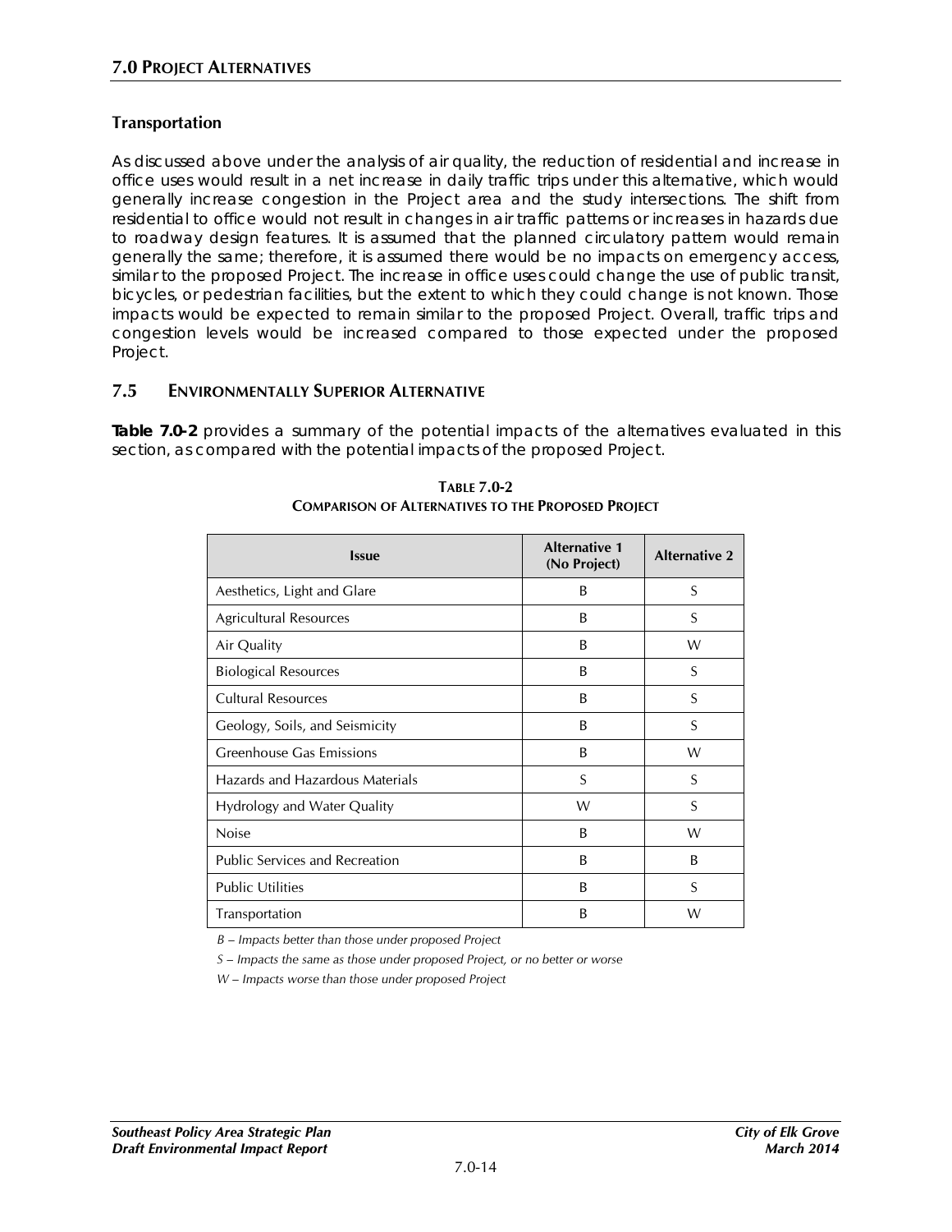### Transportation

As discussed above under the analysis of air quality, the reduction of residential and increase in office uses would result in a net increase in daily traffic trips under this alternative, which would generally increase congestion in the Project area and the study intersections. The shift from residential to office would not result in changes in air traffic patterns or increases in hazards due to roadway design features. It is assumed that the planned circulatory pattern would remain generally the same; therefore, it is assumed there would be no impacts on emergency access, similar to the proposed Project. The increase in office uses could change the use of public transit, bicycles, or pedestrian facilities, but the extent to which they could change is not known. Those impacts would be expected to remain similar to the proposed Project. Overall, traffic trips and congestion levels would be increased compared to those expected under the proposed Project.

## 7.5 ENVIRONMENTALLY SUPERIOR ALTERNATIVE

**Table 7.0-2** provides a summary of the potential impacts of the alternatives evaluated in this section, as compared with the potential impacts of the proposed Project.

**TABLE 7.0-2**
**COMPARISON OF ALTERNATIVES TO THE PROPOSED PROJECT**

| Issue | Alternative 1 (No Project) | Alternative 2 |
|---|---|---|
| Aesthetics, Light and Glare | B | S |
| Agricultural Resources | B | S |
| Air Quality | B | W |
| Biological Resources | B | S |
| Cultural Resources | B | S |
| Geology, Soils, and Seismicity | B | S |
| Greenhouse Gas Emissions | B | W |
| Hazards and Hazardous Materials | S | S |
| Hydrology and Water Quality | W | S |
| Noise | B | W |
| Public Services and Recreation | B | B |
| Public Utilities | B | S |
| Transportation | B | W |

*B – Impacts better than those under proposed Project*

*S – Impacts the same as those under proposed Project, or no better or worse*

*W – Impacts worse than those under proposed Project*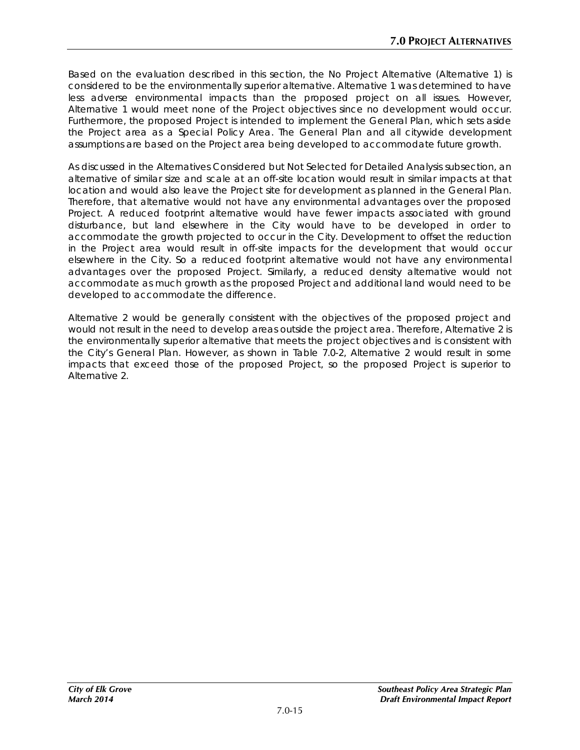Based on the evaluation described in this section, the No Project Alternative (Alternative 1) is considered to be the environmentally superior alternative. Alternative 1 was determined to have less adverse environmental impacts than the proposed project on all issues. However, Alternative 1 would meet none of the Project objectives since no development would occur. Furthermore, the proposed Project is intended to implement the General Plan, which sets aside the Project area as a Special Policy Area. The General Plan and all citywide development assumptions are based on the Project area being developed to accommodate future growth.

As discussed in the Alternatives Considered but Not Selected for Detailed Analysis subsection, an alternative of similar size and scale at an off-site location would result in similar impacts at that location and would also leave the Project site for development as planned in the General Plan. Therefore, that alternative would not have any environmental advantages over the proposed Project. A reduced footprint alternative would have fewer impacts associated with ground disturbance, but land elsewhere in the City would have to be developed in order to accommodate the growth projected to occur in the City. Development to offset the reduction in the Project area would result in off-site impacts for the development that would occur elsewhere in the City. So a reduced footprint alternative would not have any environmental advantages over the proposed Project. Similarly, a reduced density alternative would not accommodate as much growth as the proposed Project and additional land would need to be developed to accommodate the difference.

Alternative 2 would be generally consistent with the objectives of the proposed project and would not result in the need to develop areas outside the project area. Therefore, Alternative 2 is the environmentally superior alternative that meets the project objectives and is consistent with the City's General Plan. However, as shown in Table 7.0-2, Alternative 2 would result in some impacts that exceed those of the proposed Project, so the proposed Project is superior to Alternative 2.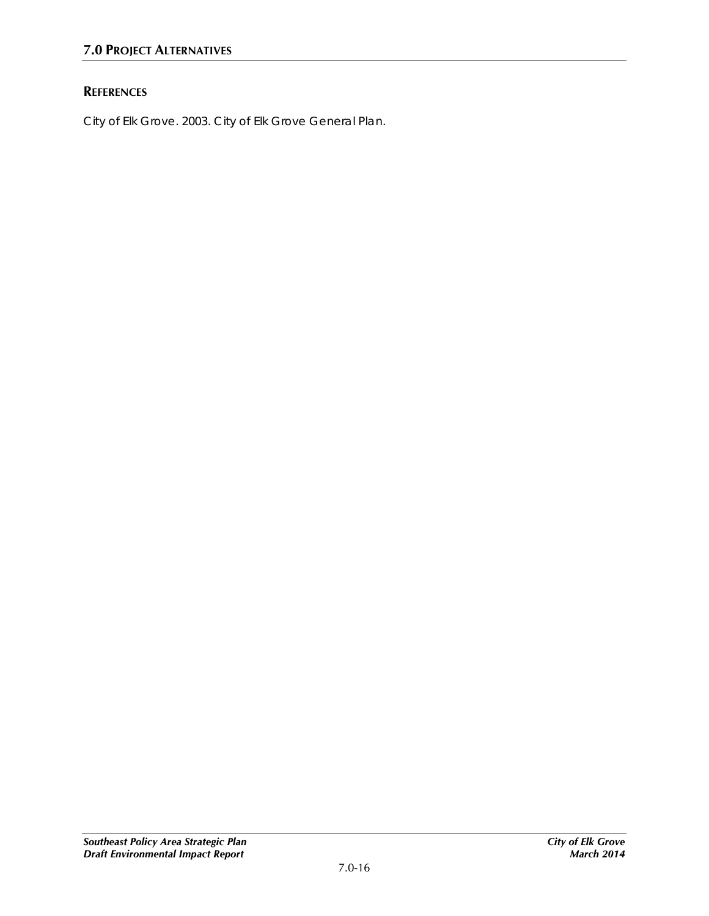## REFERENCES

City of Elk Grove. 2003. City of Elk Grove General Plan.